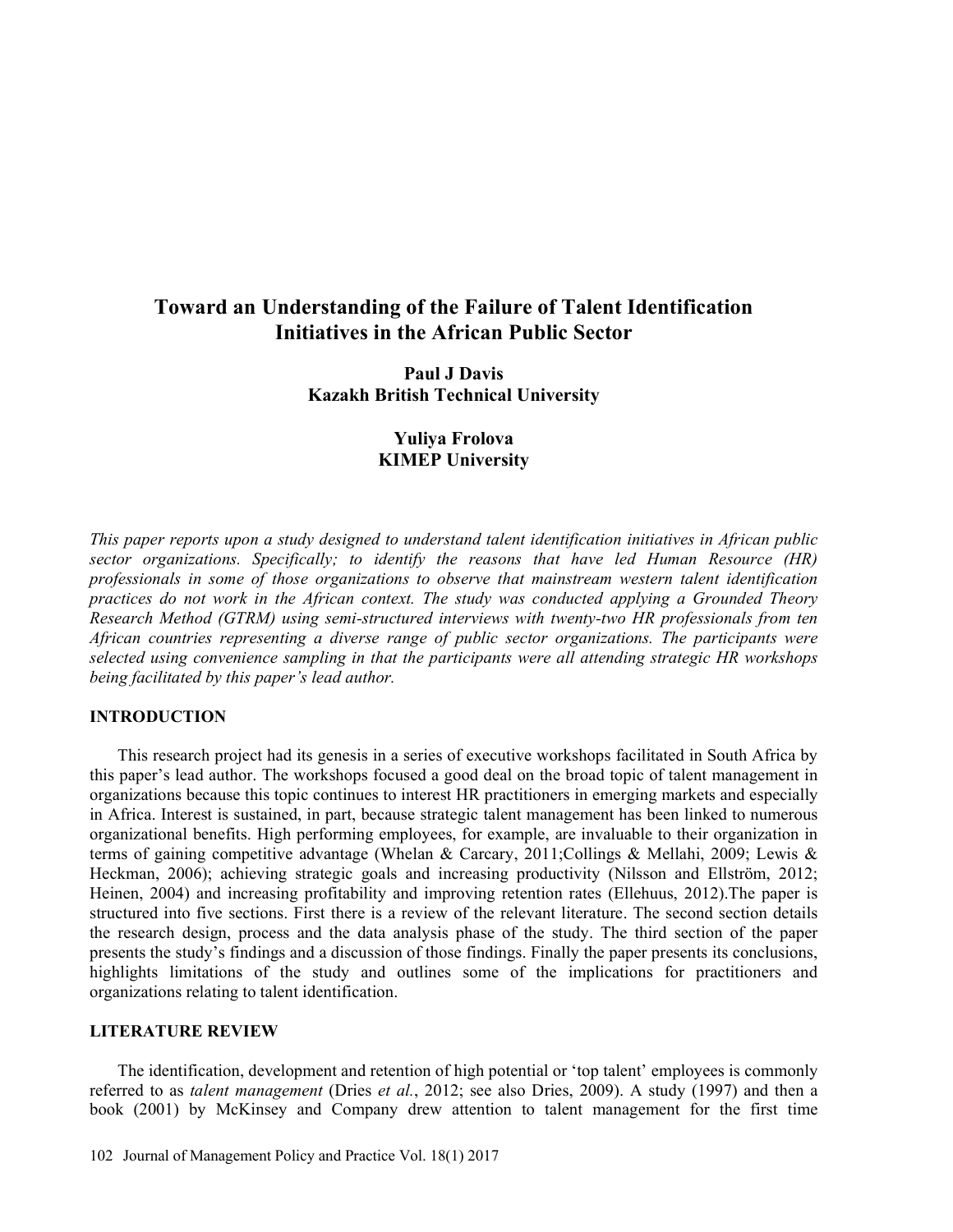# Toward an Understanding of the Failure of Talent Identification Initiatives in the African Public Sector

**Paul J Davis**
**Kazakh British Technical University**

**Yuliya Frolova**
**KIMEP University**

*This paper reports upon a study designed to understand talent identification initiatives in African public sector organizations. Specifically; to identify the reasons that have led Human Resource (HR) professionals in some of those organizations to observe that mainstream western talent identification practices do not work in the African context. The study was conducted applying a Grounded Theory Research Method (GTRM) using semi-structured interviews with twenty-two HR professionals from ten African countries representing a diverse range of public sector organizations. The participants were selected using convenience sampling in that the participants were all attending strategic HR workshops being facilitated by this paper's lead author.*

## INTRODUCTION

This research project had its genesis in a series of executive workshops facilitated in South Africa by this paper's lead author. The workshops focused a good deal on the broad topic of talent management in organizations because this topic continues to interest HR practitioners in emerging markets and especially in Africa. Interest is sustained, in part, because strategic talent management has been linked to numerous organizational benefits. High performing employees, for example, are invaluable to their organization in terms of gaining competitive advantage (Whelan & Carcary, 2011;Collings & Mellahi, 2009; Lewis & Heckman, 2006); achieving strategic goals and increasing productivity (Nilsson and Ellström, 2012; Heinen, 2004) and increasing profitability and improving retention rates (Ellehuus, 2012).The paper is structured into five sections. First there is a review of the relevant literature. The second section details the research design, process and the data analysis phase of the study. The third section of the paper presents the study's findings and a discussion of those findings. Finally the paper presents its conclusions, highlights limitations of the study and outlines some of the implications for practitioners and organizations relating to talent identification.

## LITERATURE REVIEW

The identification, development and retention of high potential or 'top talent' employees is commonly referred to as *talent management* (Dries *et al.*, 2012; see also Dries, 2009). A study (1997) and then a book (2001) by McKinsey and Company drew attention to talent management for the first time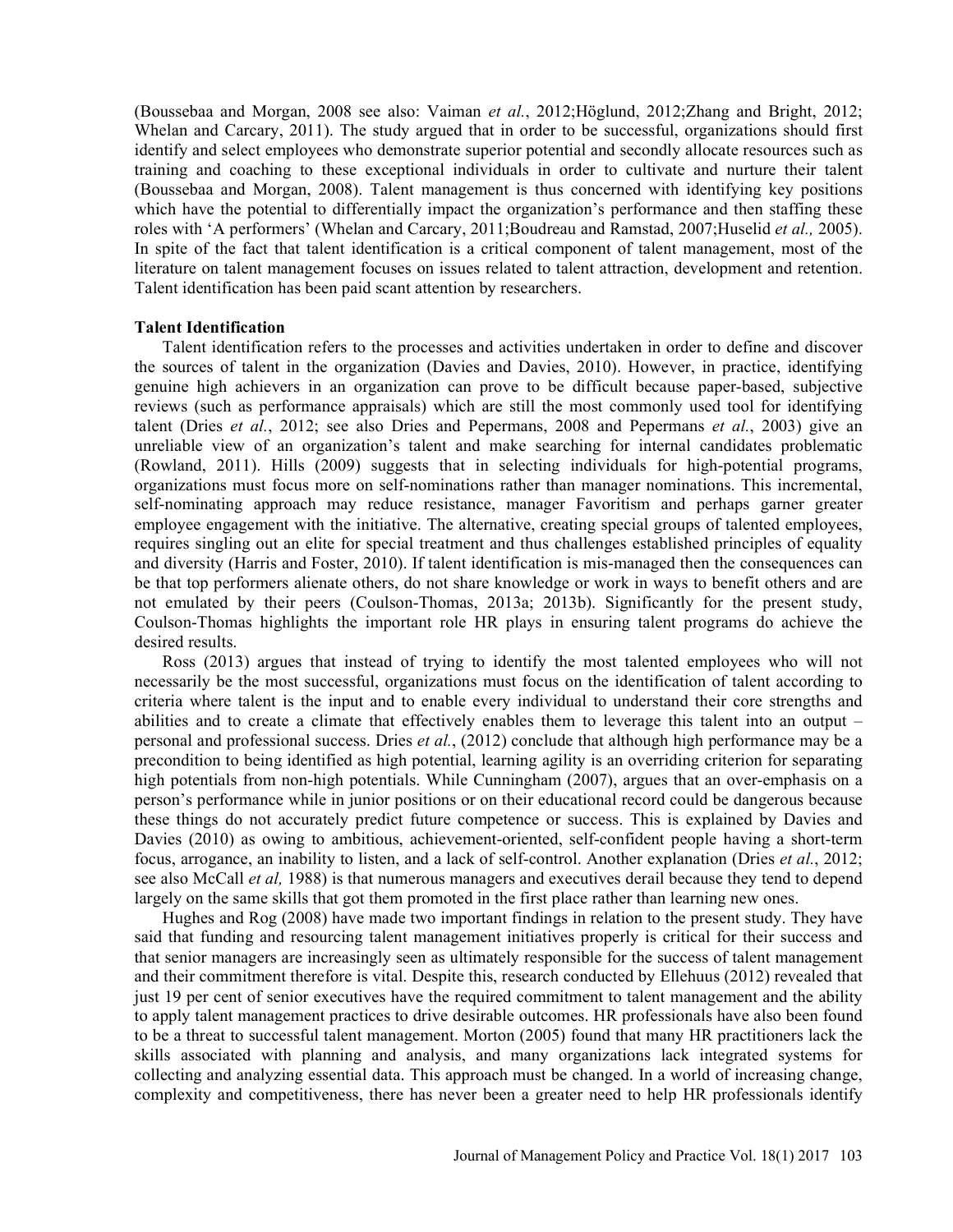(Boussebaa and Morgan, 2008 see also: Vaiman *et al.*, 2012;Höglund, 2012;Zhang and Bright, 2012; Whelan and Carcary, 2011). The study argued that in order to be successful, organizations should first identify and select employees who demonstrate superior potential and secondly allocate resources such as training and coaching to these exceptional individuals in order to cultivate and nurture their talent (Boussebaa and Morgan, 2008). Talent management is thus concerned with identifying key positions which have the potential to differentially impact the organization's performance and then staffing these roles with 'A performers' (Whelan and Carcary, 2011;Boudreau and Ramstad, 2007;Huselid *et al.,* 2005). In spite of the fact that talent identification is a critical component of talent management, most of the literature on talent management focuses on issues related to talent attraction, development and retention. Talent identification has been paid scant attention by researchers.

**Talent Identification**

Talent identification refers to the processes and activities undertaken in order to define and discover the sources of talent in the organization (Davies and Davies, 2010). However, in practice, identifying genuine high achievers in an organization can prove to be difficult because paper-based, subjective reviews (such as performance appraisals) which are still the most commonly used tool for identifying talent (Dries *et al.*, 2012; see also Dries and Pepermans, 2008 and Pepermans *et al.*, 2003) give an unreliable view of an organization's talent and make searching for internal candidates problematic (Rowland, 2011). Hills (2009) suggests that in selecting individuals for high-potential programs, organizations must focus more on self-nominations rather than manager nominations. This incremental, self-nominating approach may reduce resistance, manager Favoritism and perhaps garner greater employee engagement with the initiative. The alternative, creating special groups of talented employees, requires singling out an elite for special treatment and thus challenges established principles of equality and diversity (Harris and Foster, 2010). If talent identification is mis-managed then the consequences can be that top performers alienate others, do not share knowledge or work in ways to benefit others and are not emulated by their peers (Coulson-Thomas, 2013a; 2013b). Significantly for the present study, Coulson-Thomas highlights the important role HR plays in ensuring talent programs do achieve the desired results.

Ross (2013) argues that instead of trying to identify the most talented employees who will not necessarily be the most successful, organizations must focus on the identification of talent according to criteria where talent is the input and to enable every individual to understand their core strengths and abilities and to create a climate that effectively enables them to leverage this talent into an output – personal and professional success. Dries *et al.*, (2012) conclude that although high performance may be a precondition to being identified as high potential, learning agility is an overriding criterion for separating high potentials from non-high potentials. While Cunningham (2007), argues that an over-emphasis on a person's performance while in junior positions or on their educational record could be dangerous because these things do not accurately predict future competence or success. This is explained by Davies and Davies (2010) as owing to ambitious, achievement-oriented, self-confident people having a short-term focus, arrogance, an inability to listen, and a lack of self-control. Another explanation (Dries *et al.*, 2012; see also McCall *et al,* 1988) is that numerous managers and executives derail because they tend to depend largely on the same skills that got them promoted in the first place rather than learning new ones.

Hughes and Rog (2008) have made two important findings in relation to the present study. They have said that funding and resourcing talent management initiatives properly is critical for their success and that senior managers are increasingly seen as ultimately responsible for the success of talent management and their commitment therefore is vital. Despite this, research conducted by Ellehuus (2012) revealed that just 19 per cent of senior executives have the required commitment to talent management and the ability to apply talent management practices to drive desirable outcomes. HR professionals have also been found to be a threat to successful talent management. Morton (2005) found that many HR practitioners lack the skills associated with planning and analysis, and many organizations lack integrated systems for collecting and analyzing essential data. This approach must be changed. In a world of increasing change, complexity and competitiveness, there has never been a greater need to help HR professionals identify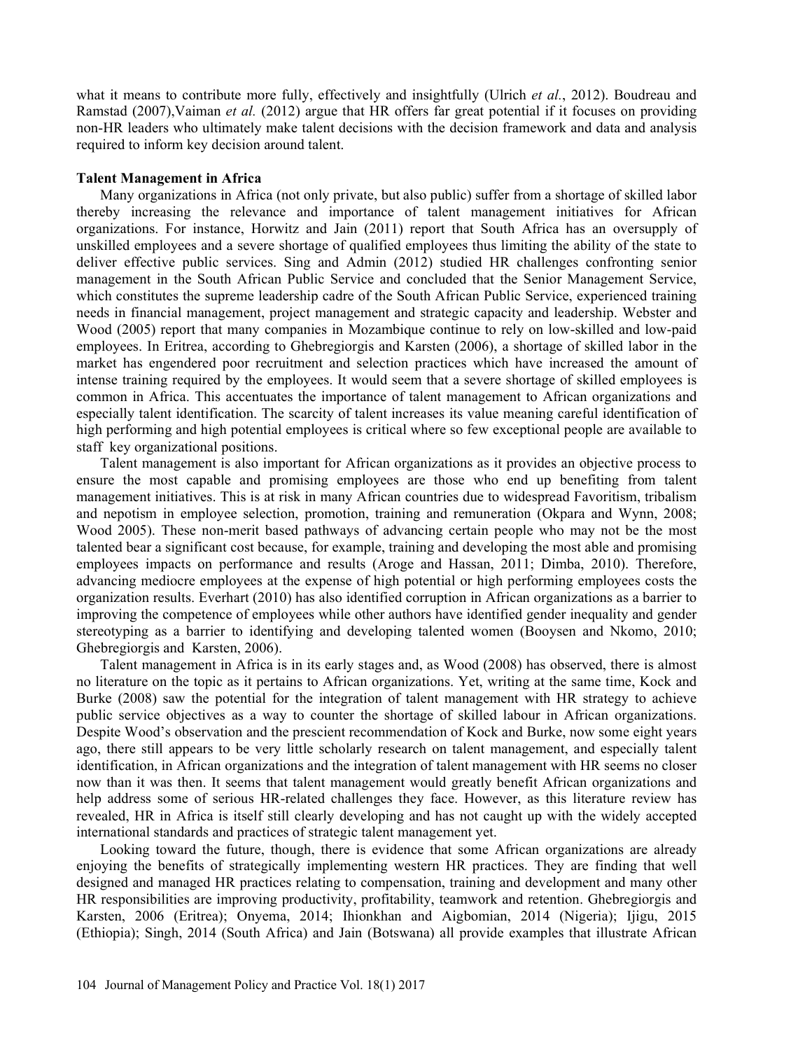what it means to contribute more fully, effectively and insightfully (Ulrich *et al.*, 2012). Boudreau and Ramstad (2007),Vaiman *et al.* (2012) argue that HR offers far great potential if it focuses on providing non-HR leaders who ultimately make talent decisions with the decision framework and data and analysis required to inform key decision around talent.

**Talent Management in Africa**

Many organizations in Africa (not only private, but also public) suffer from a shortage of skilled labor thereby increasing the relevance and importance of talent management initiatives for African organizations. For instance, Horwitz and Jain (2011) report that South Africa has an oversupply of unskilled employees and a severe shortage of qualified employees thus limiting the ability of the state to deliver effective public services. Sing and Admin (2012) studied HR challenges confronting senior management in the South African Public Service and concluded that the Senior Management Service, which constitutes the supreme leadership cadre of the South African Public Service, experienced training needs in financial management, project management and strategic capacity and leadership. Webster and Wood (2005) report that many companies in Mozambique continue to rely on low-skilled and low-paid employees. In Eritrea, according to Ghebregiorgis and Karsten (2006), a shortage of skilled labor in the market has engendered poor recruitment and selection practices which have increased the amount of intense training required by the employees. It would seem that a severe shortage of skilled employees is common in Africa. This accentuates the importance of talent management to African organizations and especially talent identification. The scarcity of talent increases its value meaning careful identification of high performing and high potential employees is critical where so few exceptional people are available to staff key organizational positions.

Talent management is also important for African organizations as it provides an objective process to ensure the most capable and promising employees are those who end up benefiting from talent management initiatives. This is at risk in many African countries due to widespread Favoritism, tribalism and nepotism in employee selection, promotion, training and remuneration (Okpara and Wynn, 2008; Wood 2005). These non-merit based pathways of advancing certain people who may not be the most talented bear a significant cost because, for example, training and developing the most able and promising employees impacts on performance and results (Aroge and Hassan, 2011; Dimba, 2010). Therefore, advancing mediocre employees at the expense of high potential or high performing employees costs the organization results. Everhart (2010) has also identified corruption in African organizations as a barrier to improving the competence of employees while other authors have identified gender inequality and gender stereotyping as a barrier to identifying and developing talented women (Booysen and Nkomo, 2010; Ghebregiorgis and Karsten, 2006).

Talent management in Africa is in its early stages and, as Wood (2008) has observed, there is almost no literature on the topic as it pertains to African organizations. Yet, writing at the same time, Kock and Burke (2008) saw the potential for the integration of talent management with HR strategy to achieve public service objectives as a way to counter the shortage of skilled labour in African organizations. Despite Wood's observation and the prescient recommendation of Kock and Burke, now some eight years ago, there still appears to be very little scholarly research on talent management, and especially talent identification, in African organizations and the integration of talent management with HR seems no closer now than it was then. It seems that talent management would greatly benefit African organizations and help address some of serious HR-related challenges they face. However, as this literature review has revealed, HR in Africa is itself still clearly developing and has not caught up with the widely accepted international standards and practices of strategic talent management yet.

Looking toward the future, though, there is evidence that some African organizations are already enjoying the benefits of strategically implementing western HR practices. They are finding that well designed and managed HR practices relating to compensation, training and development and many other HR responsibilities are improving productivity, profitability, teamwork and retention. Ghebregiorgis and Karsten, 2006 (Eritrea); Onyema, 2014; Ihionkhan and Aigbomian, 2014 (Nigeria); Ijigu, 2015 (Ethiopia); Singh, 2014 (South Africa) and Jain (Botswana) all provide examples that illustrate African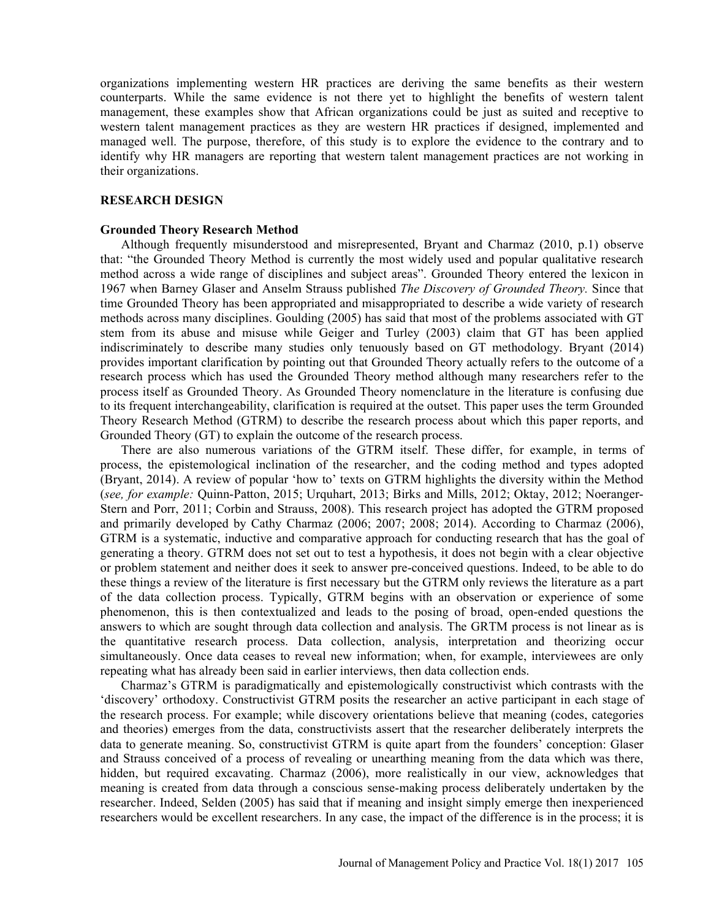organizations implementing western HR practices are deriving the same benefits as their western counterparts. While the same evidence is not there yet to highlight the benefits of western talent management, these examples show that African organizations could be just as suited and receptive to western talent management practices as they are western HR practices if designed, implemented and managed well. The purpose, therefore, of this study is to explore the evidence to the contrary and to identify why HR managers are reporting that western talent management practices are not working in their organizations.

## RESEARCH DESIGN

### Grounded Theory Research Method

Although frequently misunderstood and misrepresented, Bryant and Charmaz (2010, p.1) observe that: "the Grounded Theory Method is currently the most widely used and popular qualitative research method across a wide range of disciplines and subject areas". Grounded Theory entered the lexicon in 1967 when Barney Glaser and Anselm Strauss published *The Discovery of Grounded Theory.* Since that time Grounded Theory has been appropriated and misappropriated to describe a wide variety of research methods across many disciplines. Goulding (2005) has said that most of the problems associated with GT stem from its abuse and misuse while Geiger and Turley (2003) claim that GT has been applied indiscriminately to describe many studies only tenuously based on GT methodology. Bryant (2014) provides important clarification by pointing out that Grounded Theory actually refers to the outcome of a research process which has used the Grounded Theory method although many researchers refer to the process itself as Grounded Theory. As Grounded Theory nomenclature in the literature is confusing due to its frequent interchangeability, clarification is required at the outset. This paper uses the term Grounded Theory Research Method (GTRM) to describe the research process about which this paper reports, and Grounded Theory (GT) to explain the outcome of the research process.

There are also numerous variations of the GTRM itself. These differ, for example, in terms of process, the epistemological inclination of the researcher, and the coding method and types adopted (Bryant, 2014). A review of popular 'how to' texts on GTRM highlights the diversity within the Method (*see, for example:* Quinn-Patton, 2015; Urquhart, 2013; Birks and Mills, 2012; Oktay, 2012; Noeranger-Stern and Porr, 2011; Corbin and Strauss, 2008). This research project has adopted the GTRM proposed and primarily developed by Cathy Charmaz (2006; 2007; 2008; 2014). According to Charmaz (2006), GTRM is a systematic, inductive and comparative approach for conducting research that has the goal of generating a theory. GTRM does not set out to test a hypothesis, it does not begin with a clear objective or problem statement and neither does it seek to answer pre-conceived questions. Indeed, to be able to do these things a review of the literature is first necessary but the GTRM only reviews the literature as a part of the data collection process. Typically, GTRM begins with an observation or experience of some phenomenon, this is then contextualized and leads to the posing of broad, open-ended questions the answers to which are sought through data collection and analysis. The GRTM process is not linear as is the quantitative research process. Data collection, analysis, interpretation and theorizing occur simultaneously. Once data ceases to reveal new information; when, for example, interviewees are only repeating what has already been said in earlier interviews, then data collection ends.

Charmaz's GTRM is paradigmatically and epistemologically constructivist which contrasts with the 'discovery' orthodoxy. Constructivist GTRM posits the researcher an active participant in each stage of the research process. For example; while discovery orientations believe that meaning (codes, categories and theories) emerges from the data, constructivists assert that the researcher deliberately interprets the data to generate meaning. So, constructivist GTRM is quite apart from the founders' conception: Glaser and Strauss conceived of a process of revealing or unearthing meaning from the data which was there, hidden, but required excavating. Charmaz (2006), more realistically in our view, acknowledges that meaning is created from data through a conscious sense-making process deliberately undertaken by the researcher. Indeed, Selden (2005) has said that if meaning and insight simply emerge then inexperienced researchers would be excellent researchers. In any case, the impact of the difference is in the process; it is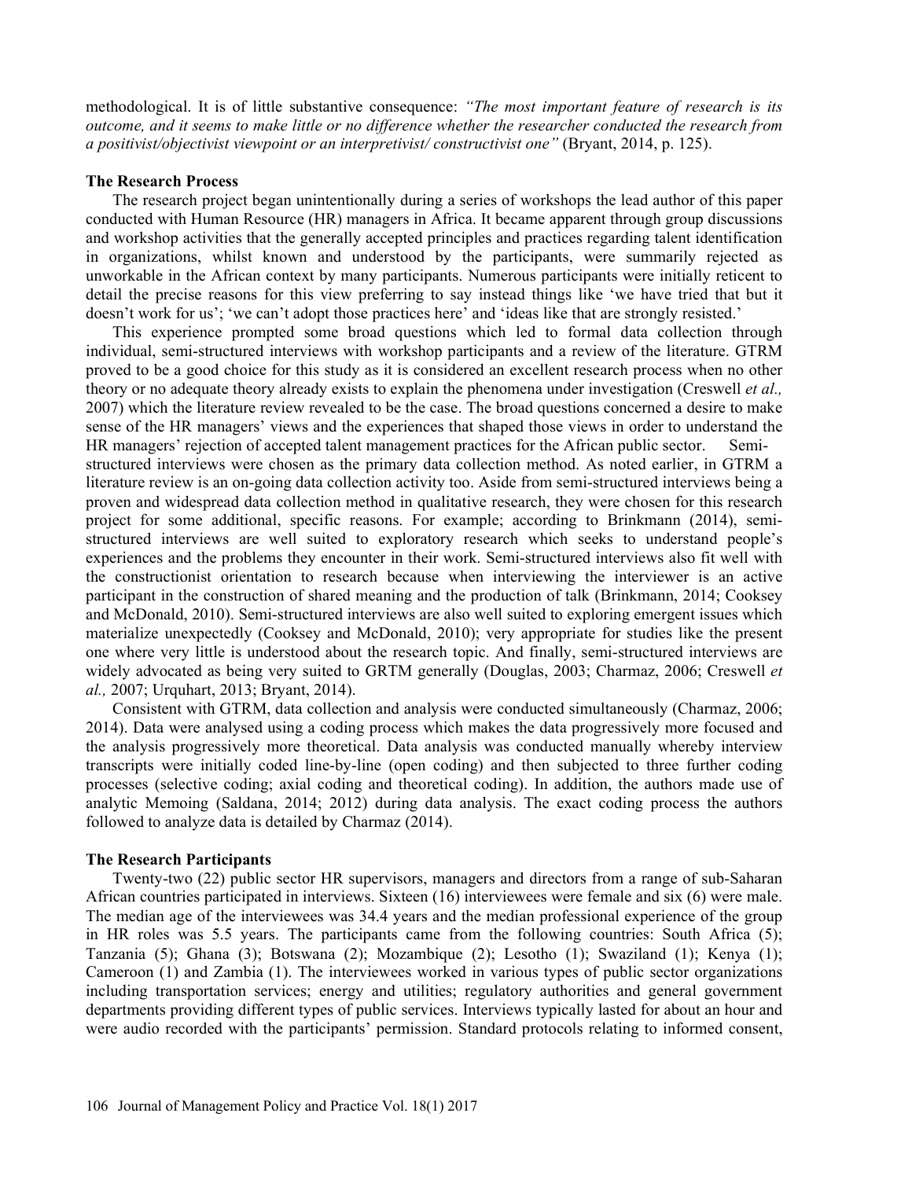methodological. It is of little substantive consequence: *"The most important feature of research is its outcome, and it seems to make little or no difference whether the researcher conducted the research from a positivist/objectivist viewpoint or an interpretivist/ constructivist one"* (Bryant, 2014, p. 125).

### The Research Process

The research project began unintentionally during a series of workshops the lead author of this paper conducted with Human Resource (HR) managers in Africa. It became apparent through group discussions and workshop activities that the generally accepted principles and practices regarding talent identification in organizations, whilst known and understood by the participants, were summarily rejected as unworkable in the African context by many participants. Numerous participants were initially reticent to detail the precise reasons for this view preferring to say instead things like 'we have tried that but it doesn't work for us'; 'we can't adopt those practices here' and 'ideas like that are strongly resisted.'

This experience prompted some broad questions which led to formal data collection through individual, semi-structured interviews with workshop participants and a review of the literature. GTRM proved to be a good choice for this study as it is considered an excellent research process when no other theory or no adequate theory already exists to explain the phenomena under investigation (Creswell *et al.,* 2007) which the literature review revealed to be the case. The broad questions concerned a desire to make sense of the HR managers' views and the experiences that shaped those views in order to understand the HR managers' rejection of accepted talent management practices for the African public sector. Semi-structured interviews were chosen as the primary data collection method. As noted earlier, in GTRM a literature review is an on-going data collection activity too. Aside from semi-structured interviews being a proven and widespread data collection method in qualitative research, they were chosen for this research project for some additional, specific reasons. For example; according to Brinkmann (2014), semi-structured interviews are well suited to exploratory research which seeks to understand people's experiences and the problems they encounter in their work. Semi-structured interviews also fit well with the constructionist orientation to research because when interviewing the interviewer is an active participant in the construction of shared meaning and the production of talk (Brinkmann, 2014; Cooksey and McDonald, 2010). Semi-structured interviews are also well suited to exploring emergent issues which materialize unexpectedly (Cooksey and McDonald, 2010); very appropriate for studies like the present one where very little is understood about the research topic. And finally, semi-structured interviews are widely advocated as being very suited to GRTM generally (Douglas, 2003; Charmaz, 2006; Creswell *et al.,* 2007; Urquhart, 2013; Bryant, 2014).

Consistent with GTRM, data collection and analysis were conducted simultaneously (Charmaz, 2006; 2014). Data were analysed using a coding process which makes the data progressively more focused and the analysis progressively more theoretical. Data analysis was conducted manually whereby interview transcripts were initially coded line-by-line (open coding) and then subjected to three further coding processes (selective coding; axial coding and theoretical coding). In addition, the authors made use of analytic Memoing (Saldana, 2014; 2012) during data analysis. The exact coding process the authors followed to analyze data is detailed by Charmaz (2014).

### The Research Participants

Twenty-two (22) public sector HR supervisors, managers and directors from a range of sub-Saharan African countries participated in interviews. Sixteen (16) interviewees were female and six (6) were male. The median age of the interviewees was 34.4 years and the median professional experience of the group in HR roles was 5.5 years. The participants came from the following countries: South Africa (5); Tanzania (5); Ghana (3); Botswana (2); Mozambique (2); Lesotho (1); Swaziland (1); Kenya (1); Cameroon (1) and Zambia (1). The interviewees worked in various types of public sector organizations including transportation services; energy and utilities; regulatory authorities and general government departments providing different types of public services. Interviews typically lasted for about an hour and were audio recorded with the participants' permission. Standard protocols relating to informed consent,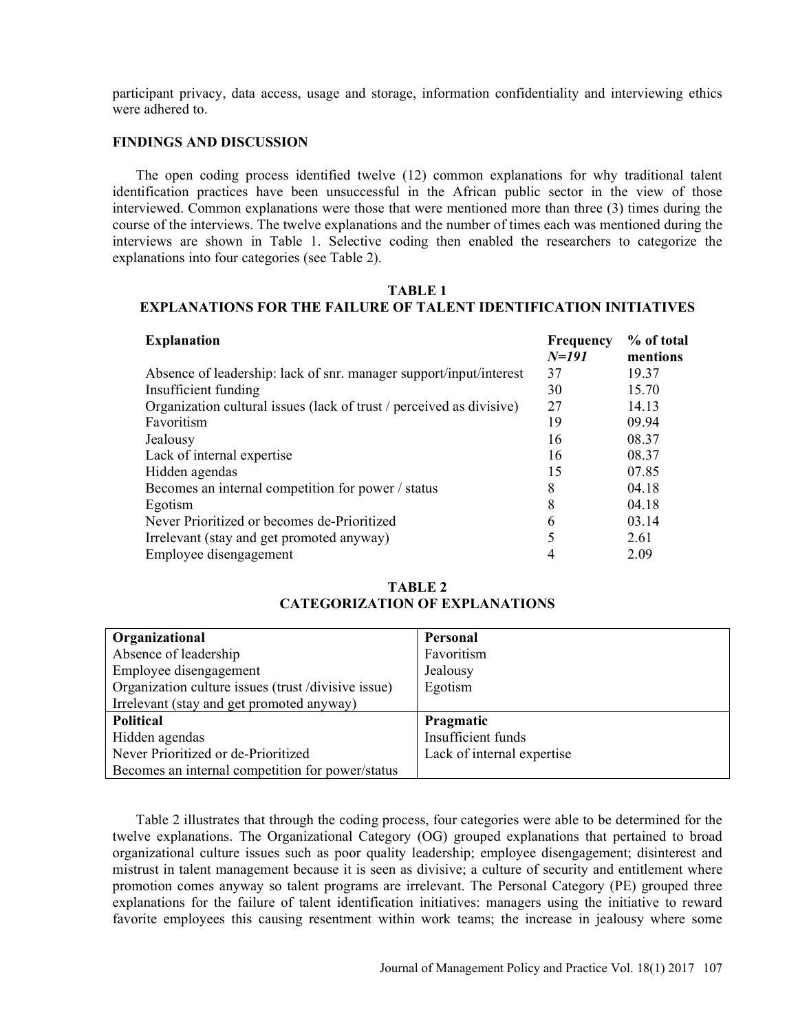participant privacy, data access, usage and storage, information confidentiality and interviewing ethics were adhered to.

## FINDINGS AND DISCUSSION

The open coding process identified twelve (12) common explanations for why traditional talent identification practices have been unsuccessful in the African public sector in the view of those interviewed. Common explanations were those that were mentioned more than three (3) times during the course of the interviews. The twelve explanations and the number of times each was mentioned during the interviews are shown in Table 1. Selective coding then enabled the researchers to categorize the explanations into four categories (see Table 2).

**TABLE 1**
**EXPLANATIONS FOR THE FAILURE OF TALENT IDENTIFICATION INITIATIVES**

| Explanation | Frequency *N=191* | % of total mentions |
|---|---|---|
| Absence of leadership: lack of snr. manager support/input/interest | 37 | 19.37 |
| Insufficient funding | 30 | 15.70 |
| Organization cultural issues (lack of trust / perceived as divisive) | 27 | 14.13 |
| Favoritism | 19 | 09.94 |
| Jealousy | 16 | 08.37 |
| Lack of internal expertise | 16 | 08.37 |
| Hidden agendas | 15 | 07.85 |
| Becomes an internal competition for power / status | 8 | 04.18 |
| Egotism | 8 | 04.18 |
| Never Prioritized or becomes de-Prioritized | 6 | 03.14 |
| Irrelevant (stay and get promoted anyway) | 5 | 2.61 |
| Employee disengagement | 4 | 2.09 |

**TABLE 2**
**CATEGORIZATION OF EXPLANATIONS**

| Organizational | Personal |
|---|---|
| Absence of leadership | Favoritism |
| Employee disengagement | Jealousy |
| Organization culture issues (trust /divisive issue) | Egotism |
| Irrelevant (stay and get promoted anyway) | |
| **Political** | **Pragmatic** |
| Hidden agendas | Insufficient funds |
| Never Prioritized or de-Prioritized | Lack of internal expertise |
| Becomes an internal competition for power/status | |

Table 2 illustrates that through the coding process, four categories were able to be determined for the twelve explanations. The Organizational Category (OG) grouped explanations that pertained to broad organizational culture issues such as poor quality leadership; employee disengagement; disinterest and mistrust in talent management because it is seen as divisive; a culture of security and entitlement where promotion comes anyway so talent programs are irrelevant. The Personal Category (PE) grouped three explanations for the failure of talent identification initiatives: managers using the initiative to reward favorite employees this causing resentment within work teams; the increase in jealousy where some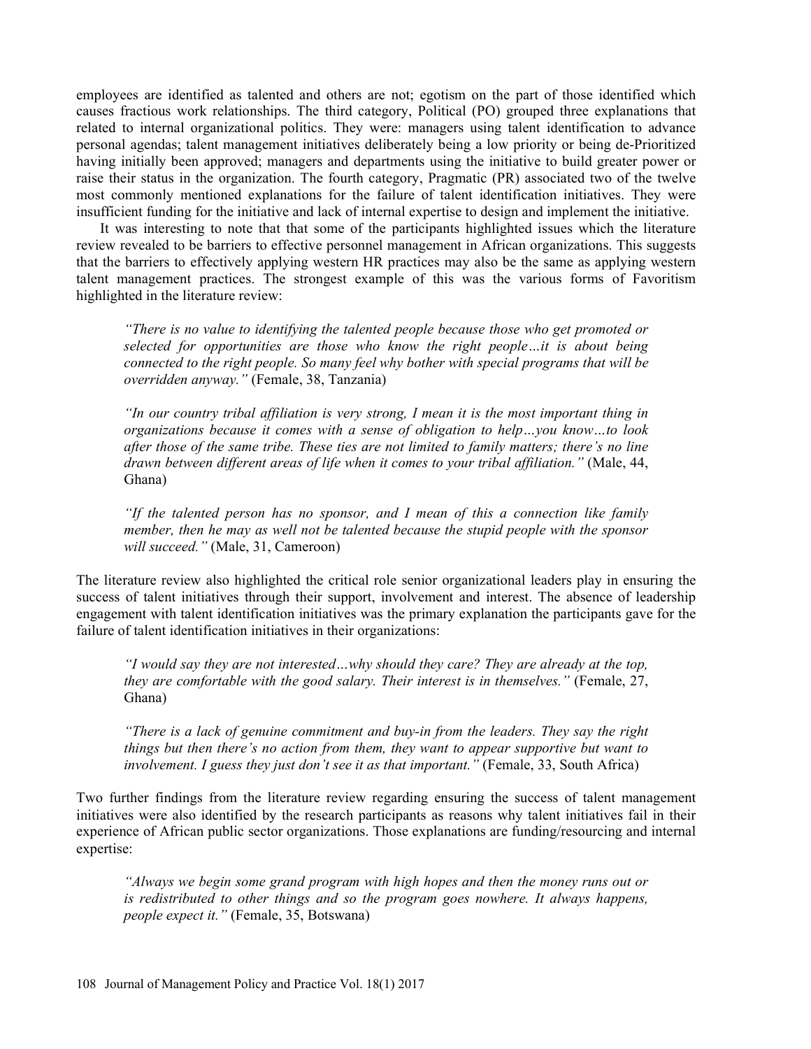employees are identified as talented and others are not; egotism on the part of those identified which causes fractious work relationships. The third category, Political (PO) grouped three explanations that related to internal organizational politics. They were: managers using talent identification to advance personal agendas; talent management initiatives deliberately being a low priority or being de-Prioritized having initially been approved; managers and departments using the initiative to build greater power or raise their status in the organization. The fourth category, Pragmatic (PR) associated two of the twelve most commonly mentioned explanations for the failure of talent identification initiatives. They were insufficient funding for the initiative and lack of internal expertise to design and implement the initiative.

It was interesting to note that that some of the participants highlighted issues which the literature review revealed to be barriers to effective personnel management in African organizations. This suggests that the barriers to effectively applying western HR practices may also be the same as applying western talent management practices. The strongest example of this was the various forms of Favoritism highlighted in the literature review:

> *"There is no value to identifying the talented people because those who get promoted or selected for opportunities are those who know the right people…it is about being connected to the right people. So many feel why bother with special programs that will be overridden anyway."* (Female, 38, Tanzania)

> *"In our country tribal affiliation is very strong, I mean it is the most important thing in organizations because it comes with a sense of obligation to help…you know…to look after those of the same tribe. These ties are not limited to family matters; there's no line drawn between different areas of life when it comes to your tribal affiliation."* (Male, 44, Ghana)

> *"If the talented person has no sponsor, and I mean of this a connection like family member, then he may as well not be talented because the stupid people with the sponsor will succeed."* (Male, 31, Cameroon)

The literature review also highlighted the critical role senior organizational leaders play in ensuring the success of talent initiatives through their support, involvement and interest. The absence of leadership engagement with talent identification initiatives was the primary explanation the participants gave for the failure of talent identification initiatives in their organizations:

> *"I would say they are not interested…why should they care? They are already at the top, they are comfortable with the good salary. Their interest is in themselves."* (Female, 27, Ghana)

> *"There is a lack of genuine commitment and buy-in from the leaders. They say the right things but then there's no action from them, they want to appear supportive but want to involvement. I guess they just don't see it as that important."* (Female, 33, South Africa)

Two further findings from the literature review regarding ensuring the success of talent management initiatives were also identified by the research participants as reasons why talent initiatives fail in their experience of African public sector organizations. Those explanations are funding/resourcing and internal expertise:

> *"Always we begin some grand program with high hopes and then the money runs out or is redistributed to other things and so the program goes nowhere. It always happens, people expect it."* (Female, 35, Botswana)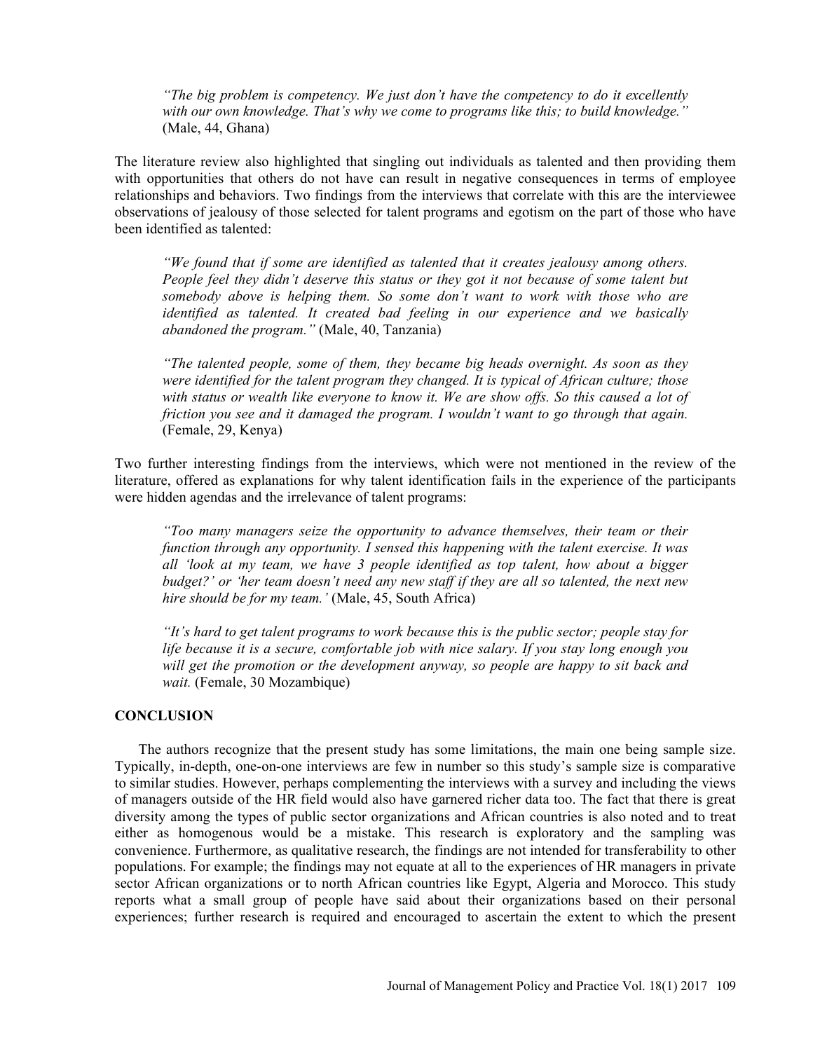> *"The big problem is competency. We just don't have the competency to do it excellently with our own knowledge. That's why we come to programs like this; to build knowledge."* (Male, 44, Ghana)

The literature review also highlighted that singling out individuals as talented and then providing them with opportunities that others do not have can result in negative consequences in terms of employee relationships and behaviors. Two findings from the interviews that correlate with this are the interviewee observations of jealousy of those selected for talent programs and egotism on the part of those who have been identified as talented:

> *"We found that if some are identified as talented that it creates jealousy among others. People feel they didn't deserve this status or they got it not because of some talent but somebody above is helping them. So some don't want to work with those who are identified as talented. It created bad feeling in our experience and we basically abandoned the program."* (Male, 40, Tanzania)

> *"The talented people, some of them, they became big heads overnight. As soon as they were identified for the talent program they changed. It is typical of African culture; those with status or wealth like everyone to know it. We are show offs. So this caused a lot of friction you see and it damaged the program. I wouldn't want to go through that again.* (Female, 29, Kenya)

Two further interesting findings from the interviews, which were not mentioned in the review of the literature, offered as explanations for why talent identification fails in the experience of the participants were hidden agendas and the irrelevance of talent programs:

> *"Too many managers seize the opportunity to advance themselves, their team or their function through any opportunity. I sensed this happening with the talent exercise. It was all 'look at my team, we have 3 people identified as top talent, how about a bigger budget?' or 'her team doesn't need any new staff if they are all so talented, the next new hire should be for my team.'* (Male, 45, South Africa)

> *"It's hard to get talent programs to work because this is the public sector; people stay for life because it is a secure, comfortable job with nice salary. If you stay long enough you will get the promotion or the development anyway, so people are happy to sit back and wait.* (Female, 30 Mozambique)

## CONCLUSION

The authors recognize that the present study has some limitations, the main one being sample size. Typically, in-depth, one-on-one interviews are few in number so this study's sample size is comparative to similar studies. However, perhaps complementing the interviews with a survey and including the views of managers outside of the HR field would also have garnered richer data too. The fact that there is great diversity among the types of public sector organizations and African countries is also noted and to treat either as homogenous would be a mistake. This research is exploratory and the sampling was convenience. Furthermore, as qualitative research, the findings are not intended for transferability to other populations. For example; the findings may not equate at all to the experiences of HR managers in private sector African organizations or to north African countries like Egypt, Algeria and Morocco. This study reports what a small group of people have said about their organizations based on their personal experiences; further research is required and encouraged to ascertain the extent to which the present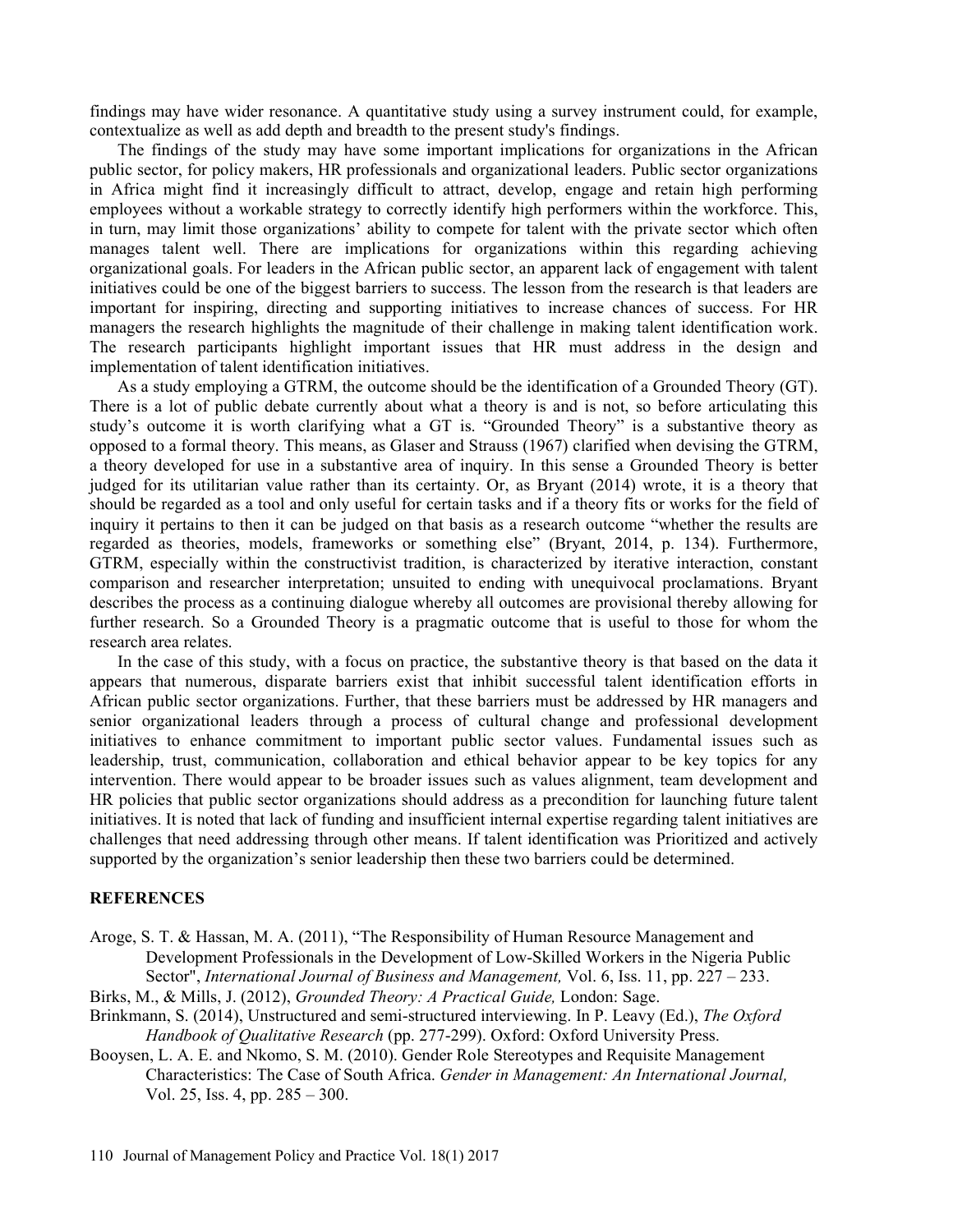findings may have wider resonance. A quantitative study using a survey instrument could, for example, contextualize as well as add depth and breadth to the present study's findings.

The findings of the study may have some important implications for organizations in the African public sector, for policy makers, HR professionals and organizational leaders. Public sector organizations in Africa might find it increasingly difficult to attract, develop, engage and retain high performing employees without a workable strategy to correctly identify high performers within the workforce. This, in turn, may limit those organizations' ability to compete for talent with the private sector which often manages talent well. There are implications for organizations within this regarding achieving organizational goals. For leaders in the African public sector, an apparent lack of engagement with talent initiatives could be one of the biggest barriers to success. The lesson from the research is that leaders are important for inspiring, directing and supporting initiatives to increase chances of success. For HR managers the research highlights the magnitude of their challenge in making talent identification work. The research participants highlight important issues that HR must address in the design and implementation of talent identification initiatives.

As a study employing a GTRM, the outcome should be the identification of a Grounded Theory (GT). There is a lot of public debate currently about what a theory is and is not, so before articulating this study's outcome it is worth clarifying what a GT is. "Grounded Theory" is a substantive theory as opposed to a formal theory. This means, as Glaser and Strauss (1967) clarified when devising the GTRM, a theory developed for use in a substantive area of inquiry. In this sense a Grounded Theory is better judged for its utilitarian value rather than its certainty. Or, as Bryant (2014) wrote, it is a theory that should be regarded as a tool and only useful for certain tasks and if a theory fits or works for the field of inquiry it pertains to then it can be judged on that basis as a research outcome "whether the results are regarded as theories, models, frameworks or something else" (Bryant, 2014, p. 134). Furthermore, GTRM, especially within the constructivist tradition, is characterized by iterative interaction, constant comparison and researcher interpretation; unsuited to ending with unequivocal proclamations. Bryant describes the process as a continuing dialogue whereby all outcomes are provisional thereby allowing for further research. So a Grounded Theory is a pragmatic outcome that is useful to those for whom the research area relates.

In the case of this study, with a focus on practice, the substantive theory is that based on the data it appears that numerous, disparate barriers exist that inhibit successful talent identification efforts in African public sector organizations. Further, that these barriers must be addressed by HR managers and senior organizational leaders through a process of cultural change and professional development initiatives to enhance commitment to important public sector values. Fundamental issues such as leadership, trust, communication, collaboration and ethical behavior appear to be key topics for any intervention. There would appear to be broader issues such as values alignment, team development and HR policies that public sector organizations should address as a precondition for launching future talent initiatives. It is noted that lack of funding and insufficient internal expertise regarding talent initiatives are challenges that need addressing through other means. If talent identification was Prioritized and actively supported by the organization's senior leadership then these two barriers could be determined.

## REFERENCES

Aroge, S. T. & Hassan, M. A. (2011), "The Responsibility of Human Resource Management and Development Professionals in the Development of Low-Skilled Workers in the Nigeria Public Sector", *International Journal of Business and Management,* Vol. 6, Iss. 11, pp. 227 – 233.

Birks, M., & Mills, J. (2012), *Grounded Theory: A Practical Guide,* London: Sage.

Brinkmann, S. (2014), Unstructured and semi-structured interviewing. In P. Leavy (Ed.), *The Oxford Handbook of Qualitative Research* (pp. 277-299). Oxford: Oxford University Press.

Booysen, L. A. E. and Nkomo, S. M. (2010). Gender Role Stereotypes and Requisite Management Characteristics: The Case of South Africa. *Gender in Management: An International Journal,* Vol. 25, Iss. 4, pp. 285 – 300.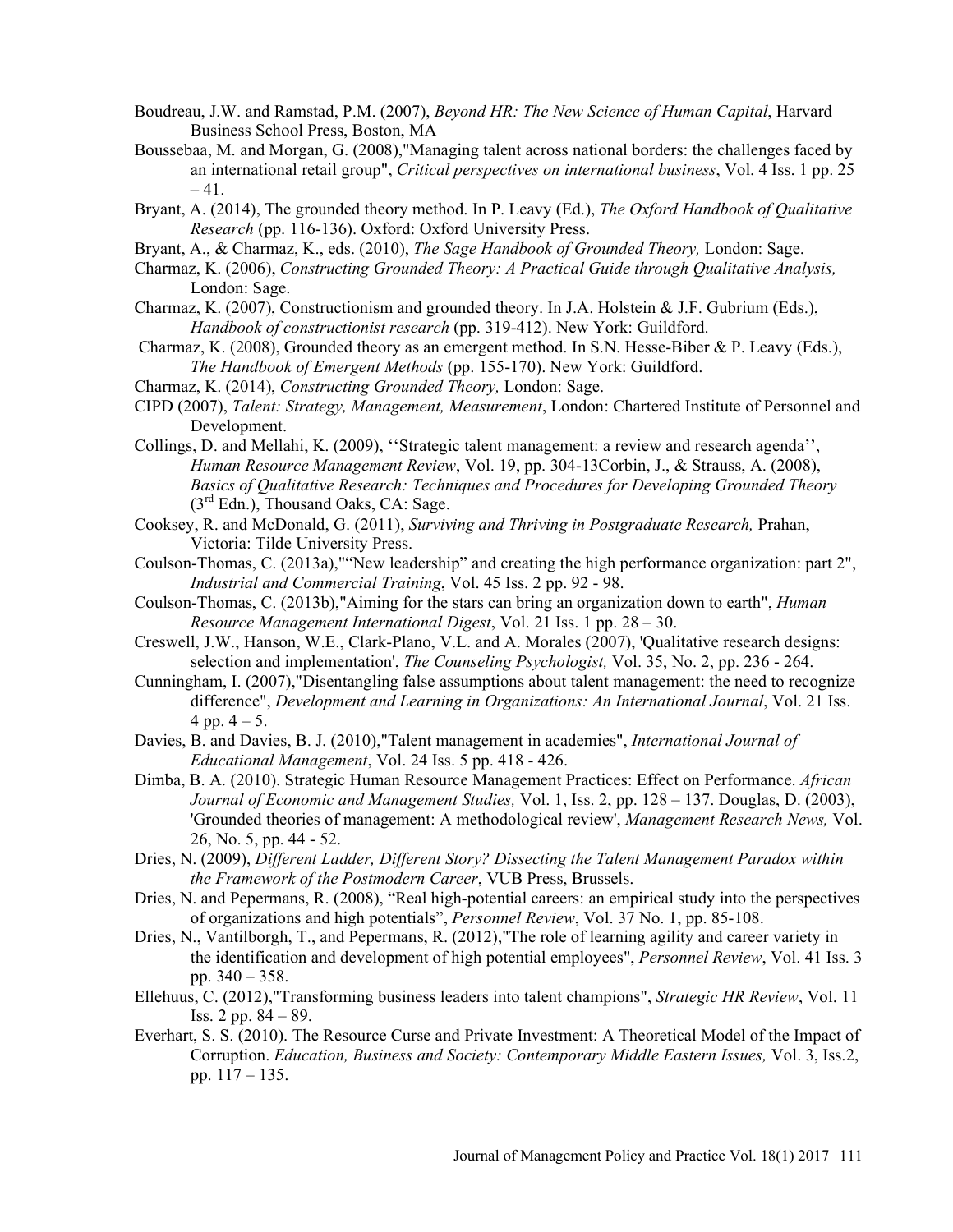Boudreau, J.W. and Ramstad, P.M. (2007), *Beyond HR: The New Science of Human Capital*, Harvard Business School Press, Boston, MA

Boussebaa, M. and Morgan, G. (2008),"Managing talent across national borders: the challenges faced by an international retail group", *Critical perspectives on international business*, Vol. 4 Iss. 1 pp. 25 – 41.

Bryant, A. (2014), The grounded theory method. In P. Leavy (Ed.), *The Oxford Handbook of Qualitative Research* (pp. 116-136). Oxford: Oxford University Press.

Bryant, A., & Charmaz, K., eds. (2010), *The Sage Handbook of Grounded Theory,* London: Sage.

Charmaz, K. (2006), *Constructing Grounded Theory: A Practical Guide through Qualitative Analysis,* London: Sage.

Charmaz, K. (2007), Constructionism and grounded theory. In J.A. Holstein & J.F. Gubrium (Eds.), *Handbook of constructionist research* (pp. 319-412). New York: Guildford.

Charmaz, K. (2008), Grounded theory as an emergent method. In S.N. Hesse-Biber & P. Leavy (Eds.), *The Handbook of Emergent Methods* (pp. 155-170). New York: Guildford.

Charmaz, K. (2014), *Constructing Grounded Theory,* London: Sage.

CIPD (2007), *Talent: Strategy, Management, Measurement*, London: Chartered Institute of Personnel and Development.

Collings, D. and Mellahi, K. (2009), ''Strategic talent management: a review and research agenda'', *Human Resource Management Review*, Vol. 19, pp. 304-13Corbin, J., & Strauss, A. (2008), *Basics of Qualitative Research: Techniques and Procedures for Developing Grounded Theory* (3rd Edn.), Thousand Oaks, CA: Sage.

Cooksey, R. and McDonald, G. (2011), *Surviving and Thriving in Postgraduate Research,* Prahan, Victoria: Tilde University Press.

Coulson-Thomas, C. (2013a),"“New leadership” and creating the high performance organization: part 2", *Industrial and Commercial Training*, Vol. 45 Iss. 2 pp. 92 - 98.

Coulson-Thomas, C. (2013b),"Aiming for the stars can bring an organization down to earth", *Human Resource Management International Digest*, Vol. 21 Iss. 1 pp. 28 – 30.

Creswell, J.W., Hanson, W.E., Clark-Plano, V.L. and A. Morales (2007), 'Qualitative research designs: selection and implementation', *The Counseling Psychologist,* Vol. 35, No. 2, pp. 236 - 264.

Cunningham, I. (2007),"Disentangling false assumptions about talent management: the need to recognize difference", *Development and Learning in Organizations: An International Journal*, Vol. 21 Iss. 4 pp. 4 – 5.

Davies, B. and Davies, B. J. (2010),"Talent management in academies", *International Journal of Educational Management*, Vol. 24 Iss. 5 pp. 418 - 426.

Dimba, B. A. (2010). Strategic Human Resource Management Practices: Effect on Performance. *African Journal of Economic and Management Studies,* Vol. 1, Iss. 2, pp. 128 – 137. Douglas, D. (2003), 'Grounded theories of management: A methodological review', *Management Research News,* Vol. 26, No. 5, pp. 44 - 52.

Dries, N. (2009), *Different Ladder, Different Story? Dissecting the Talent Management Paradox within the Framework of the Postmodern Career*, VUB Press, Brussels.

Dries, N. and Pepermans, R. (2008), “Real high-potential careers: an empirical study into the perspectives of organizations and high potentials”, *Personnel Review*, Vol. 37 No. 1, pp. 85-108.

Dries, N., Vantilborgh, T., and Pepermans, R. (2012),"The role of learning agility and career variety in the identification and development of high potential employees", *Personnel Review*, Vol. 41 Iss. 3 pp. 340 – 358.

Ellehuus, C. (2012),"Transforming business leaders into talent champions", *Strategic HR Review*, Vol. 11 Iss. 2 pp. 84 – 89.

Everhart, S. S. (2010). The Resource Curse and Private Investment: A Theoretical Model of the Impact of Corruption. *Education, Business and Society: Contemporary Middle Eastern Issues,* Vol. 3, Iss.2, pp. 117 – 135.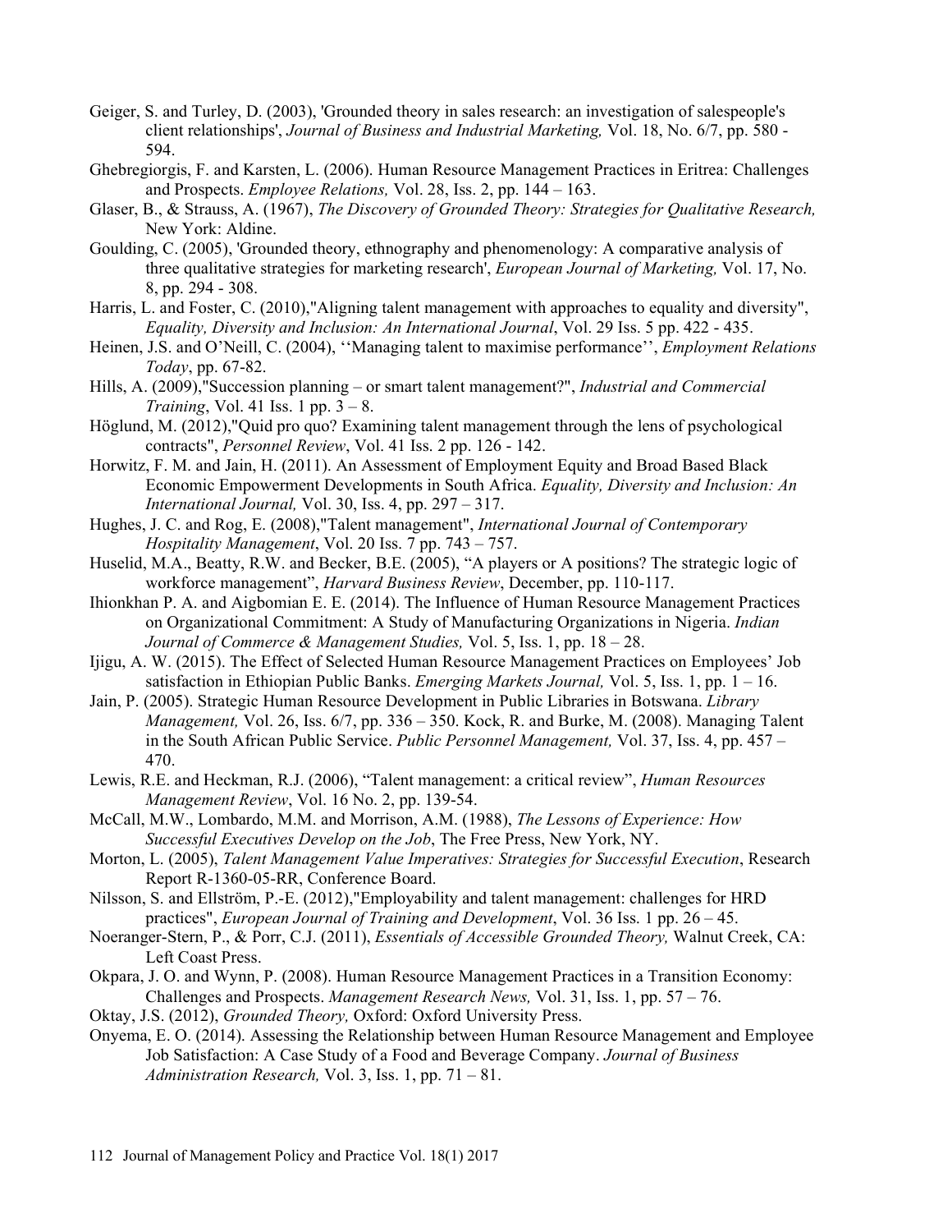Geiger, S. and Turley, D. (2003), 'Grounded theory in sales research: an investigation of salespeople's client relationships', *Journal of Business and Industrial Marketing,* Vol. 18, No. 6/7, pp. 580 - 594.

Ghebregiorgis, F. and Karsten, L. (2006). Human Resource Management Practices in Eritrea: Challenges and Prospects. *Employee Relations,* Vol. 28, Iss. 2, pp. 144 – 163.

Glaser, B., & Strauss, A. (1967), *The Discovery of Grounded Theory: Strategies for Qualitative Research,* New York: Aldine.

Goulding, C. (2005), 'Grounded theory, ethnography and phenomenology: A comparative analysis of three qualitative strategies for marketing research', *European Journal of Marketing,* Vol. 17, No. 8, pp. 294 - 308.

Harris, L. and Foster, C. (2010),"Aligning talent management with approaches to equality and diversity", *Equality, Diversity and Inclusion: An International Journal*, Vol. 29 Iss. 5 pp. 422 - 435.

Heinen, J.S. and O'Neill, C. (2004), ''Managing talent to maximise performance'', *Employment Relations Today*, pp. 67-82.

Hills, A. (2009),"Succession planning – or smart talent management?", *Industrial and Commercial Training*, Vol. 41 Iss. 1 pp. 3 – 8.

Höglund, M. (2012),"Quid pro quo? Examining talent management through the lens of psychological contracts", *Personnel Review*, Vol. 41 Iss. 2 pp. 126 - 142.

Horwitz, F. M. and Jain, H. (2011). An Assessment of Employment Equity and Broad Based Black Economic Empowerment Developments in South Africa. *Equality, Diversity and Inclusion: An International Journal,* Vol. 30, Iss. 4, pp. 297 – 317.

Hughes, J. C. and Rog, E. (2008),"Talent management", *International Journal of Contemporary Hospitality Management*, Vol. 20 Iss. 7 pp. 743 – 757.

Huselid, M.A., Beatty, R.W. and Becker, B.E. (2005), "A players or A positions? The strategic logic of workforce management", *Harvard Business Review*, December, pp. 110-117.

Ihionkhan P. A. and Aigbomian E. E. (2014). The Influence of Human Resource Management Practices on Organizational Commitment: A Study of Manufacturing Organizations in Nigeria. *Indian Journal of Commerce & Management Studies,* Vol. 5, Iss. 1, pp. 18 – 28.

Ijigu, A. W. (2015). The Effect of Selected Human Resource Management Practices on Employees' Job satisfaction in Ethiopian Public Banks. *Emerging Markets Journal,* Vol. 5, Iss. 1, pp. 1 – 16.

Jain, P. (2005). Strategic Human Resource Development in Public Libraries in Botswana. *Library Management,* Vol. 26, Iss. 6/7, pp. 336 – 350. Kock, R. and Burke, M. (2008). Managing Talent in the South African Public Service. *Public Personnel Management,* Vol. 37, Iss. 4, pp. 457 – 470.

Lewis, R.E. and Heckman, R.J. (2006), "Talent management: a critical review", *Human Resources Management Review*, Vol. 16 No. 2, pp. 139-54.

McCall, M.W., Lombardo, M.M. and Morrison, A.M. (1988), *The Lessons of Experience: How Successful Executives Develop on the Job*, The Free Press, New York, NY.

Morton, L. (2005), *Talent Management Value Imperatives: Strategies for Successful Execution*, Research Report R-1360-05-RR, Conference Board.

Nilsson, S. and Ellström, P.-E. (2012),"Employability and talent management: challenges for HRD practices", *European Journal of Training and Development*, Vol. 36 Iss. 1 pp. 26 – 45.

Noeranger-Stern, P., & Porr, C.J. (2011), *Essentials of Accessible Grounded Theory,* Walnut Creek, CA: Left Coast Press.

Okpara, J. O. and Wynn, P. (2008). Human Resource Management Practices in a Transition Economy: Challenges and Prospects. *Management Research News,* Vol. 31, Iss. 1, pp. 57 – 76.

Oktay, J.S. (2012), *Grounded Theory,* Oxford: Oxford University Press.

Onyema, E. O. (2014). Assessing the Relationship between Human Resource Management and Employee Job Satisfaction: A Case Study of a Food and Beverage Company. *Journal of Business Administration Research,* Vol. 3, Iss. 1, pp. 71 – 81.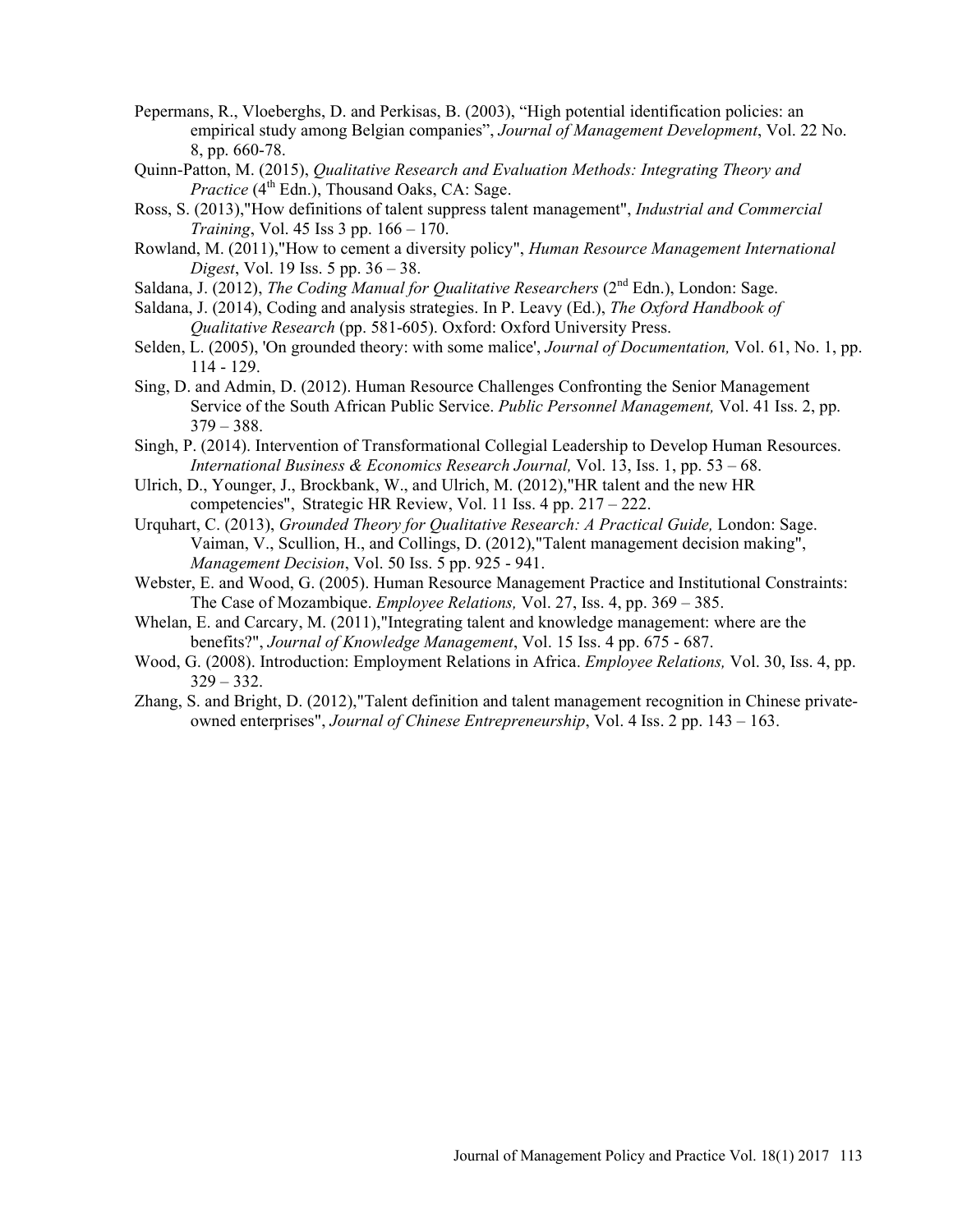Pepermans, R., Vloeberghs, D. and Perkisas, B. (2003), "High potential identification policies: an empirical study among Belgian companies", *Journal of Management Development*, Vol. 22 No. 8, pp. 660-78.

Quinn-Patton, M. (2015), *Qualitative Research and Evaluation Methods: Integrating Theory and Practice* (4th Edn.), Thousand Oaks, CA: Sage.

Ross, S. (2013),"How definitions of talent suppress talent management", *Industrial and Commercial Training*, Vol. 45 Iss 3 pp. 166 – 170.

Rowland, M. (2011),"How to cement a diversity policy", *Human Resource Management International Digest*, Vol. 19 Iss. 5 pp. 36 – 38.

Saldana, J. (2012), *The Coding Manual for Qualitative Researchers* (2nd Edn.), London: Sage.

Saldana, J. (2014), Coding and analysis strategies. In P. Leavy (Ed.), *The Oxford Handbook of Qualitative Research* (pp. 581-605). Oxford: Oxford University Press.

Selden, L. (2005), 'On grounded theory: with some malice', *Journal of Documentation,* Vol. 61, No. 1, pp. 114 - 129.

Sing, D. and Admin, D. (2012). Human Resource Challenges Confronting the Senior Management Service of the South African Public Service. *Public Personnel Management,* Vol. 41 Iss. 2, pp. 379 – 388.

Singh, P. (2014). Intervention of Transformational Collegial Leadership to Develop Human Resources. *International Business & Economics Research Journal,* Vol. 13, Iss. 1, pp. 53 – 68.

Ulrich, D., Younger, J., Brockbank, W., and Ulrich, M. (2012),"HR talent and the new HR competencies", Strategic HR Review, Vol. 11 Iss. 4 pp. 217 – 222.

Urquhart, C. (2013), *Grounded Theory for Qualitative Research: A Practical Guide,* London: Sage.

Vaiman, V., Scullion, H., and Collings, D. (2012),"Talent management decision making", *Management Decision*, Vol. 50 Iss. 5 pp. 925 - 941.

Webster, E. and Wood, G. (2005). Human Resource Management Practice and Institutional Constraints: The Case of Mozambique. *Employee Relations,* Vol. 27, Iss. 4, pp. 369 – 385.

Whelan, E. and Carcary, M. (2011),"Integrating talent and knowledge management: where are the benefits?", *Journal of Knowledge Management*, Vol. 15 Iss. 4 pp. 675 - 687.

Wood, G. (2008). Introduction: Employment Relations in Africa. *Employee Relations,* Vol. 30, Iss. 4, pp. 329 – 332.

Zhang, S. and Bright, D. (2012),"Talent definition and talent management recognition in Chinese private-owned enterprises", *Journal of Chinese Entrepreneurship*, Vol. 4 Iss. 2 pp. 143 – 163.